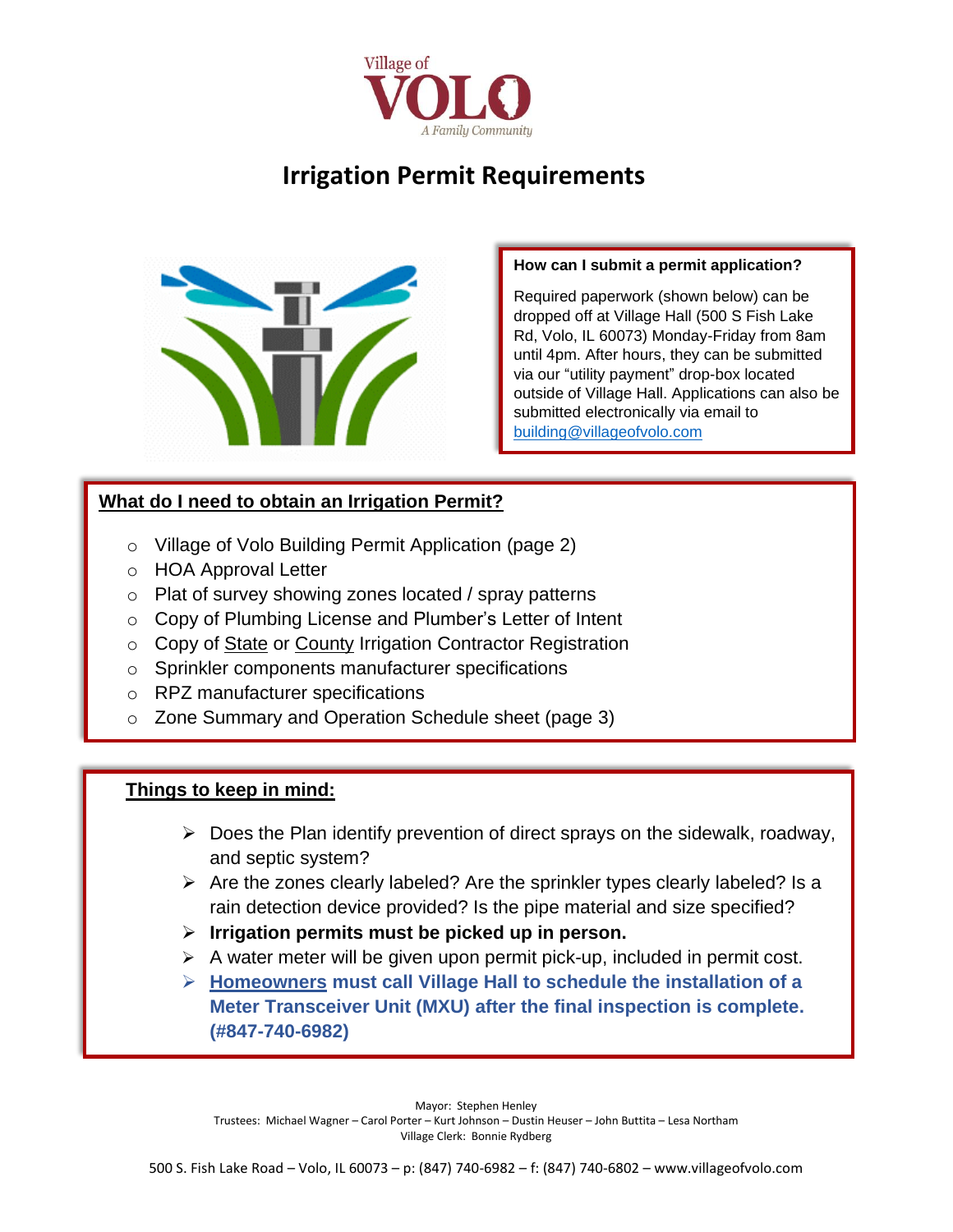Village of
VOLO
A Family Community

# Irrigation Permit Requirements

**How can I submit a permit application?**

Required paperwork (shown below) can be dropped off at Village Hall (500 S Fish Lake Rd, Volo, IL 60073) Monday-Friday from 8am until 4pm. After hours, they can be submitted via our "utility payment" drop-box located outside of Village Hall. Applications can also be submitted electronically via email to building@villageofvolo.com

## What do I need to obtain an Irrigation Permit?

- Village of Volo Building Permit Application (page 2)
- HOA Approval Letter
- Plat of survey showing zones located / spray patterns
- Copy of Plumbing License and Plumber's Letter of Intent
- Copy of State or County Irrigation Contractor Registration
- Sprinkler components manufacturer specifications
- RPZ manufacturer specifications
- Zone Summary and Operation Schedule sheet (page 3)

## Things to keep in mind:

- Does the Plan identify prevention of direct sprays on the sidewalk, roadway, and septic system?
- Are the zones clearly labeled? Are the sprinkler types clearly labeled? Is a rain detection device provided? Is the pipe material and size specified?
- **Irrigation permits must be picked up in person.**
- A water meter will be given upon permit pick-up, included in permit cost.
- **Homeowners must call Village Hall to schedule the installation of a Meter Transceiver Unit (MXU) after the final inspection is complete. (#847-740-6982)**

Mayor: Stephen Henley
Trustees: Michael Wagner – Carol Porter – Kurt Johnson – Dustin Heuser – John Buttita – Lesa Northam
Village Clerk: Bonnie Rydberg

500 S. Fish Lake Road – Volo, IL 60073 – p: (847) 740-6982 – f: (847) 740-6802 – www.villageofvolo.com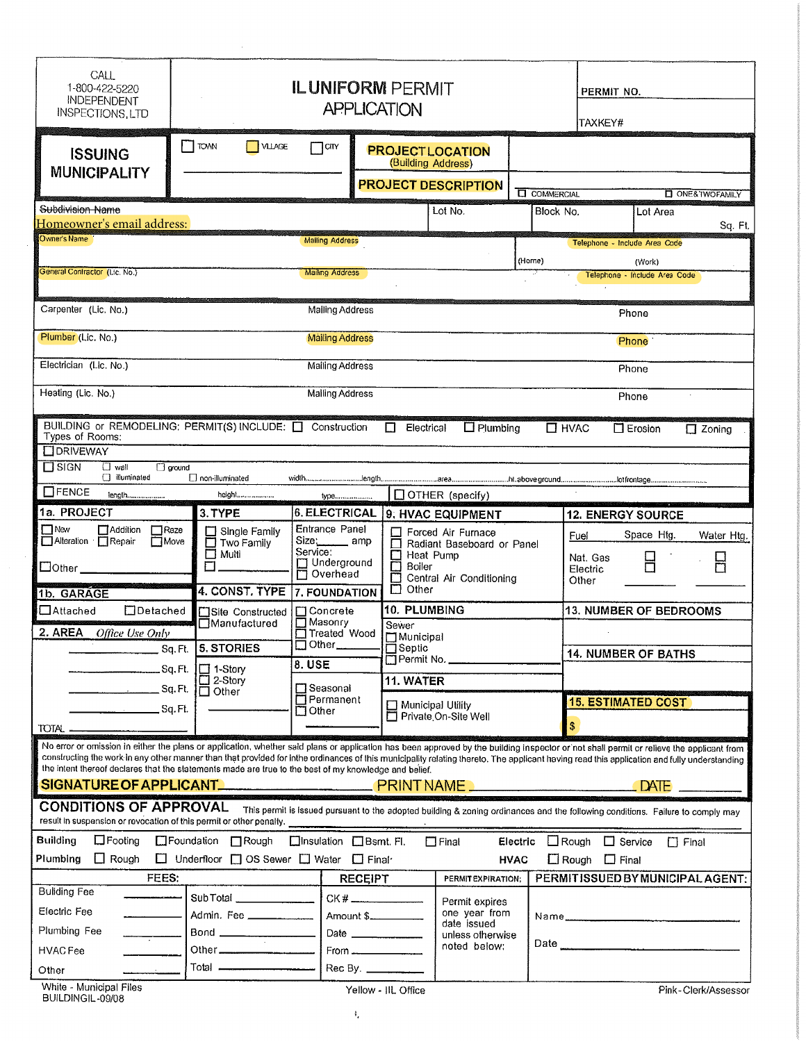CALL
1-800-422-5220
INDEPENDENT
INSPECTIONS, LTD

# IL UNIFORM PERMIT APPLICATION

PERMIT NO.

TAXKEY#

**ISSUING MUNICIPALITY**

☐ TOWN ☐ VILLAGE ☐ CITY

**PROJECT LOCATION** (Building Address)

**PROJECT DESCRIPTION**

☐ COMMERCIAL ☐ ONE&TWOFAMILY

~~Subdivision Name~~ Homeowner's email address: | Lot No. | Block No. | Lot Area Sq. Ft.

| | | |
|---|---|---|
| Owner's Name | Mailing Address | Telephone - Include Area Code (Home) (Work) |
| General Contractor (Lic. No.) | Mailing Address | Telephone - Include Area Code |
| Carpenter (Lic. No.) | Mailing Address | Phone |
| Plumber (Lic. No.) | Mailing Address | Phone |
| Electrician (Lic. No.) | Mailing Address | Phone |
| Heating (Lic. No.) | Mailing Address | Phone |

BUILDING or REMODELING: PERMIT(S) INCLUDE: ☐ Construction ☐ Electrical ☐ Plumbing ☐ HVAC ☐ Erosion ☐ Zoning

Types of Rooms:

☐ DRIVEWAY

☐ SIGN ☐ wall ☐ ground ☐ illuminated ☐ non-illuminated width........ length........ area........ ht. above ground........ lot frontage........

☐ FENCE length........ height........ type........ ☐ OTHER (specify)

**1a. PROJECT**
☐ New ☐ Addition ☐ Raze
☐ Alteration ☐ Repair ☐ Move
☐ Other ______

**1b. GARAGE**
☐ Attached ☐ Detached

**2. AREA** *Office Use Only*
______ Sq. Ft.
______ Sq. Ft.
______ Sq. Ft.
______ Sq. Ft.
TOTAL ______

**3. TYPE**
☐ Single Family
☐ Two Family
☐ Multi
☐ ______

**4. CONST. TYPE**
☐ Site Constructed
☐ Manufactured

**5. STORIES**
☐ 1-Story
☐ 2-Story
☐ Other ______

**6. ELECTRICAL**
Entrance Panel
Size: ______ amp
Service:
☐ Underground
☐ Overhead

**7. FOUNDATION**
☐ Concrete
☐ Masonry
☐ Treated Wood
☐ Other ______

**8. USE**
☐ Seasonal
☐ Permanent
☐ Other ______

**9. HVAC EQUIPMENT**
☐ Forced Air Furnace
☐ Radiant Baseboard or Panel
☐ Heat Pump
☐ Boiler
☐ Central Air Conditioning
☐ Other

**10. PLUMBING**
Sewer
☐ Municipal
☐ Septic
☐ Permit No. ______

**11. WATER**
☐ Municipal Utility
☐ Private On-Site Well

**12. ENERGY SOURCE**

| Fuel | Space Htg. | Water Htg. |
|---|---|---|
| Nat. Gas | ☐ | ☐ |
| Electric | ☐ | ☐ |
| Other | ______ | ______ |

**13. NUMBER OF BEDROOMS**

**14. NUMBER OF BATHS**

**15. ESTIMATED COST**
$

No error or omission in either the plans or application, whether said plans or application has been approved by the building inspector or not shall permit or relieve the applicant from constructing the work in any other manner than that provided for in the ordinances of this municipality relating thereto. The applicant having read this application and fully understanding the intent thereof declares that the statements made are true to the best of my knowledge and belief.

**SIGNATURE OF APPLICANT** ______ PRINT NAME ______ DATE ______

## CONDITIONS OF APPROVAL

This permit is issued pursuant to the adopted building & zoning ordinances and the following conditions. Failure to comply may result in suspension or revocation of this permit or other penalty.

**Building** ☐ Footing ☐ Foundation ☐ Rough ☐ Insulation ☐ Bsmt. Fl. ☐ Final **Electric** ☐ Rough ☐ Service ☐ Final

**Plumbing** ☐ Rough ☐ Underfloor ☐ OS Sewer ☐ Water ☐ Final **HVAC** ☐ Rough ☐ Final

| FEES: | | RECEIPT | PERMIT EXPIRATION: | PERMIT ISSUED BY MUNICIPAL AGENT: |
|---|---|---|---|---|
| Building Fee ______ | Sub Total ______ | CK # ______ | Permit expires one year from date issued unless otherwise noted below: | Name ______ |
| Electric Fee ______ | Admin. Fee ______ | Amount $ ______ | | |
| Plumbing Fee ______ | Bond ______ | Date ______ | | Date ______ |
| HVAC Fee ______ | Other ______ | From ______ | | |
| Other ______ | Total ______ | Rec By. ______ | | |

White - Municipal Files
BUILDINGIL-09/08

Yellow - IIL Office

Pink - Clerk/Assessor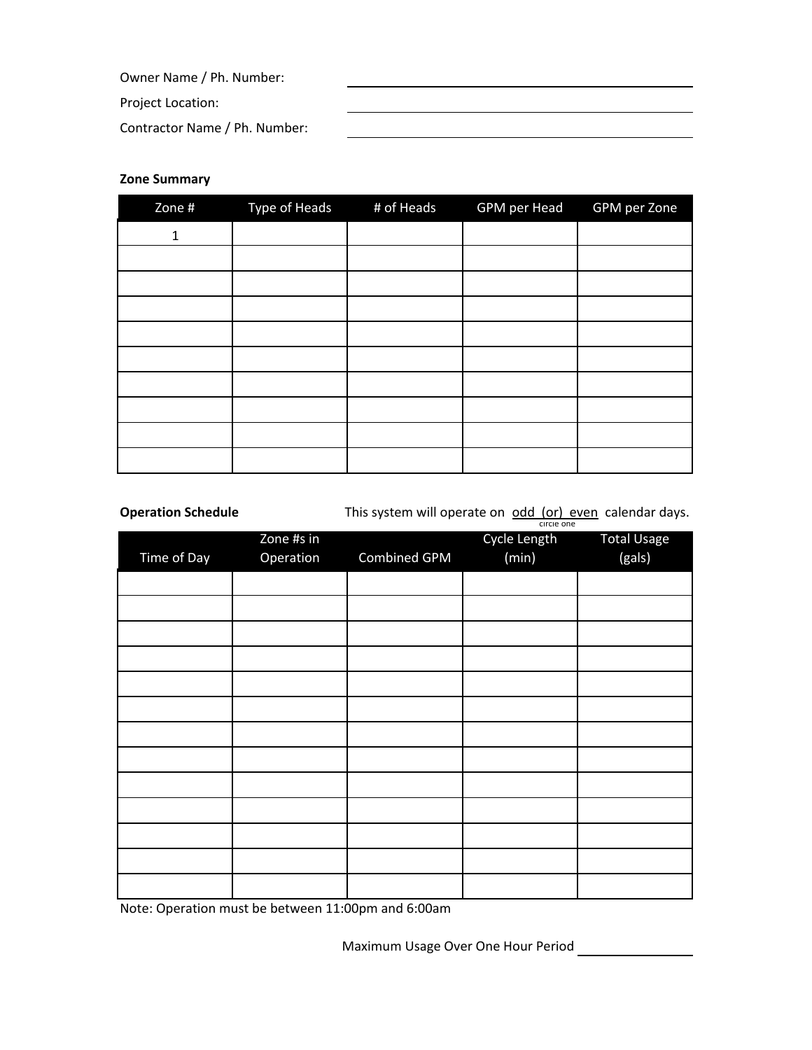Owner Name / Ph. Number: ______________________________

Project Location: ______________________________

Contractor Name / Ph. Number: ______________________________

**Zone Summary**

| Zone # | Type of Heads | # of Heads | GPM per Head | GPM per Zone |
|---|---|---|---|---|
| 1 | | | | |
| | | | | |
| | | | | |
| | | | | |
| | | | | |
| | | | | |
| | | | | |
| | | | | |
| | | | | |
| | | | | |

**Operation Schedule** This system will operate on odd (or) even calendar days.
circle one

| Time of Day | Zone #s in Operation | Combined GPM | Cycle Length (min) | Total Usage (gals) |
|---|---|---|---|---|
| | | | | |
| | | | | |
| | | | | |
| | | | | |
| | | | | |
| | | | | |
| | | | | |
| | | | | |
| | | | | |
| | | | | |
| | | | | |
| | | | | |
| | | | | |

Note: Operation must be between 11:00pm and 6:00am

Maximum Usage Over One Hour Period ______________